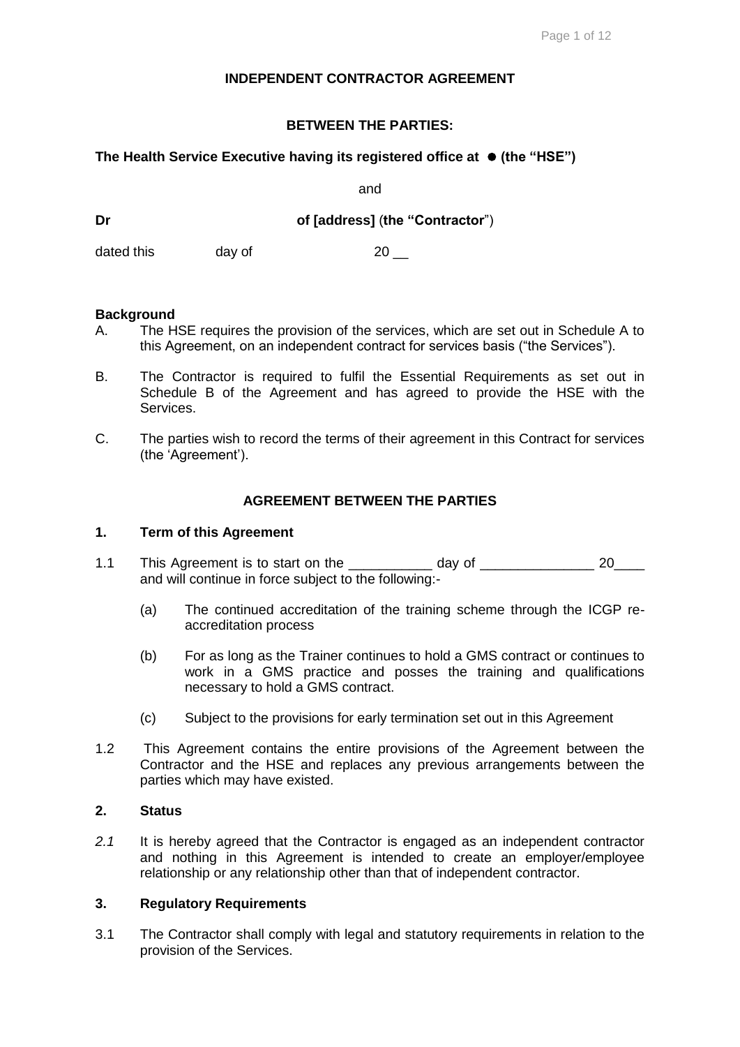**INDEPENDENT CONTRACTOR AGREEMENT**

**BETWEEN THE PARTIES:**

**The Health Service Executive having its registered office at ● (the "HSE")**

and

**Dr** **of [address]** (**the "Contractor**")

dated this day of 20 __

**Background**

A. The HSE requires the provision of the services, which are set out in Schedule A to this Agreement, on an independent contract for services basis ("the Services").

B. The Contractor is required to fulfil the Essential Requirements as set out in Schedule B of the Agreement and has agreed to provide the HSE with the Services.

C. The parties wish to record the terms of their agreement in this Contract for services (the 'Agreement').

**AGREEMENT BETWEEN THE PARTIES**

**1. Term of this Agreement**

1.1 This Agreement is to start on the ___________ day of _______________ 20____ and will continue in force subject to the following:-

(a) The continued accreditation of the training scheme through the ICGP re-accreditation process

(b) For as long as the Trainer continues to hold a GMS contract or continues to work in a GMS practice and posses the training and qualifications necessary to hold a GMS contract.

(c) Subject to the provisions for early termination set out in this Agreement

1.2 This Agreement contains the entire provisions of the Agreement between the Contractor and the HSE and replaces any previous arrangements between the parties which may have existed.

**2. Status**

*2.1* It is hereby agreed that the Contractor is engaged as an independent contractor and nothing in this Agreement is intended to create an employer/employee relationship or any relationship other than that of independent contractor.

**3. Regulatory Requirements**

3.1 The Contractor shall comply with legal and statutory requirements in relation to the provision of the Services.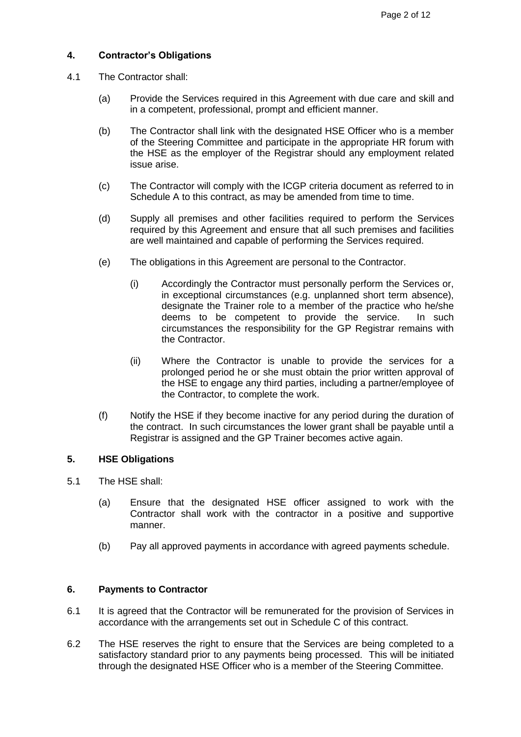## 4. Contractor's Obligations

4.1 The Contractor shall:

(a) Provide the Services required in this Agreement with due care and skill and in a competent, professional, prompt and efficient manner.

(b) The Contractor shall link with the designated HSE Officer who is a member of the Steering Committee and participate in the appropriate HR forum with the HSE as the employer of the Registrar should any employment related issue arise.

(c) The Contractor will comply with the ICGP criteria document as referred to in Schedule A to this contract, as may be amended from time to time.

(d) Supply all premises and other facilities required to perform the Services required by this Agreement and ensure that all such premises and facilities are well maintained and capable of performing the Services required.

(e) The obligations in this Agreement are personal to the Contractor.

(i) Accordingly the Contractor must personally perform the Services or, in exceptional circumstances (e.g. unplanned short term absence), designate the Trainer role to a member of the practice who he/she deems to be competent to provide the service. In such circumstances the responsibility for the GP Registrar remains with the Contractor.

(ii) Where the Contractor is unable to provide the services for a prolonged period he or she must obtain the prior written approval of the HSE to engage any third parties, including a partner/employee of the Contractor, to complete the work.

(f) Notify the HSE if they become inactive for any period during the duration of the contract. In such circumstances the lower grant shall be payable until a Registrar is assigned and the GP Trainer becomes active again.

## 5. HSE Obligations

5.1 The HSE shall:

(a) Ensure that the designated HSE officer assigned to work with the Contractor shall work with the contractor in a positive and supportive manner.

(b) Pay all approved payments in accordance with agreed payments schedule.

## 6. Payments to Contractor

6.1 It is agreed that the Contractor will be remunerated for the provision of Services in accordance with the arrangements set out in Schedule C of this contract.

6.2 The HSE reserves the right to ensure that the Services are being completed to a satisfactory standard prior to any payments being processed. This will be initiated through the designated HSE Officer who is a member of the Steering Committee.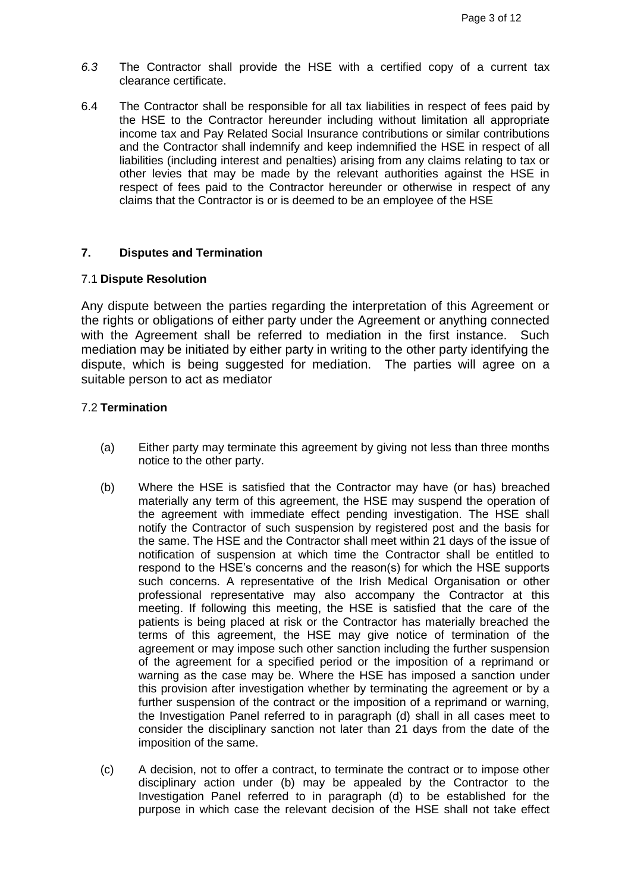*6.3* The Contractor shall provide the HSE with a certified copy of a current tax clearance certificate.

6.4 The Contractor shall be responsible for all tax liabilities in respect of fees paid by the HSE to the Contractor hereunder including without limitation all appropriate income tax and Pay Related Social Insurance contributions or similar contributions and the Contractor shall indemnify and keep indemnified the HSE in respect of all liabilities (including interest and penalties) arising from any claims relating to tax or other levies that may be made by the relevant authorities against the HSE in respect of fees paid to the Contractor hereunder or otherwise in respect of any claims that the Contractor is or is deemed to be an employee of the HSE

## 7. Disputes and Termination

### 7.1 **Dispute Resolution**

Any dispute between the parties regarding the interpretation of this Agreement or the rights or obligations of either party under the Agreement or anything connected with the Agreement shall be referred to mediation in the first instance. Such mediation may be initiated by either party in writing to the other party identifying the dispute, which is being suggested for mediation. The parties will agree on a suitable person to act as mediator

### 7.2 **Termination**

(a) Either party may terminate this agreement by giving not less than three months notice to the other party.

(b) Where the HSE is satisfied that the Contractor may have (or has) breached materially any term of this agreement, the HSE may suspend the operation of the agreement with immediate effect pending investigation. The HSE shall notify the Contractor of such suspension by registered post and the basis for the same. The HSE and the Contractor shall meet within 21 days of the issue of notification of suspension at which time the Contractor shall be entitled to respond to the HSE's concerns and the reason(s) for which the HSE supports such concerns. A representative of the Irish Medical Organisation or other professional representative may also accompany the Contractor at this meeting. If following this meeting, the HSE is satisfied that the care of the patients is being placed at risk or the Contractor has materially breached the terms of this agreement, the HSE may give notice of termination of the agreement or may impose such other sanction including the further suspension of the agreement for a specified period or the imposition of a reprimand or warning as the case may be. Where the HSE has imposed a sanction under this provision after investigation whether by terminating the agreement or by a further suspension of the contract or the imposition of a reprimand or warning, the Investigation Panel referred to in paragraph (d) shall in all cases meet to consider the disciplinary sanction not later than 21 days from the date of the imposition of the same.

(c) A decision, not to offer a contract, to terminate the contract or to impose other disciplinary action under (b) may be appealed by the Contractor to the Investigation Panel referred to in paragraph (d) to be established for the purpose in which case the relevant decision of the HSE shall not take effect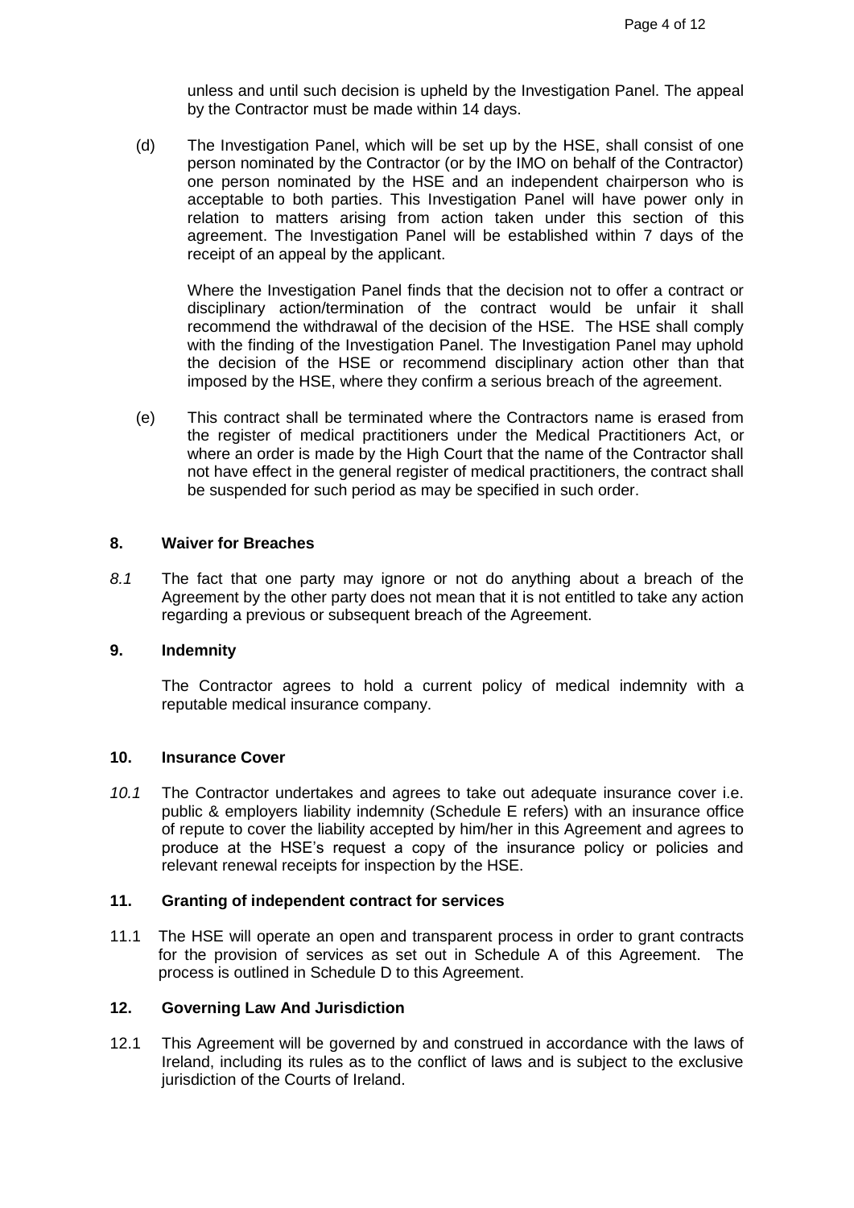unless and until such decision is upheld by the Investigation Panel. The appeal by the Contractor must be made within 14 days.

(d) The Investigation Panel, which will be set up by the HSE, shall consist of one person nominated by the Contractor (or by the IMO on behalf of the Contractor) one person nominated by the HSE and an independent chairperson who is acceptable to both parties. This Investigation Panel will have power only in relation to matters arising from action taken under this section of this agreement. The Investigation Panel will be established within 7 days of the receipt of an appeal by the applicant.

Where the Investigation Panel finds that the decision not to offer a contract or disciplinary action/termination of the contract would be unfair it shall recommend the withdrawal of the decision of the HSE. The HSE shall comply with the finding of the Investigation Panel. The Investigation Panel may uphold the decision of the HSE or recommend disciplinary action other than that imposed by the HSE, where they confirm a serious breach of the agreement.

(e) This contract shall be terminated where the Contractors name is erased from the register of medical practitioners under the Medical Practitioners Act, or where an order is made by the High Court that the name of the Contractor shall not have effect in the general register of medical practitioners, the contract shall be suspended for such period as may be specified in such order.

## 8. Waiver for Breaches

*8.1* The fact that one party may ignore or not do anything about a breach of the Agreement by the other party does not mean that it is not entitled to take any action regarding a previous or subsequent breach of the Agreement.

## 9. Indemnity

The Contractor agrees to hold a current policy of medical indemnity with a reputable medical insurance company.

## 10. Insurance Cover

*10.1* The Contractor undertakes and agrees to take out adequate insurance cover i.e. public & employers liability indemnity (Schedule E refers) with an insurance office of repute to cover the liability accepted by him/her in this Agreement and agrees to produce at the HSE's request a copy of the insurance policy or policies and relevant renewal receipts for inspection by the HSE.

## 11. Granting of independent contract for services

11.1 The HSE will operate an open and transparent process in order to grant contracts for the provision of services as set out in Schedule A of this Agreement. The process is outlined in Schedule D to this Agreement.

## 12. Governing Law And Jurisdiction

12.1 This Agreement will be governed by and construed in accordance with the laws of Ireland, including its rules as to the conflict of laws and is subject to the exclusive jurisdiction of the Courts of Ireland.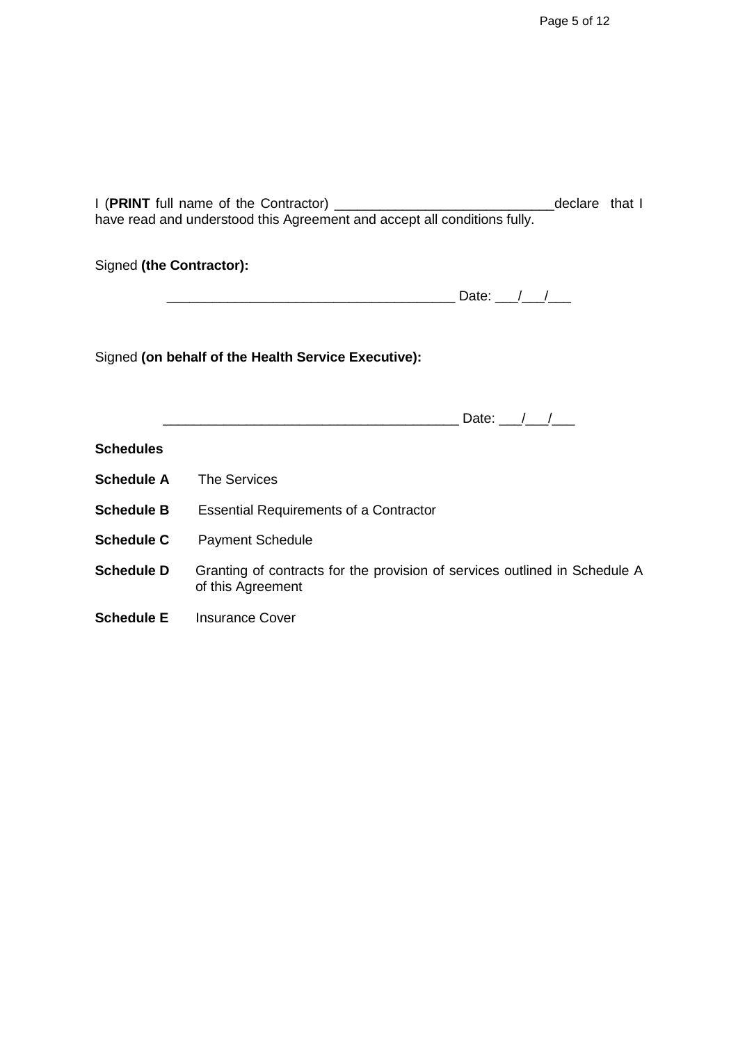I (**PRINT** full name of the Contractor) ____________________________declare that I have read and understood this Agreement and accept all conditions fully.

Signed **(the Contractor):**

_____________________________________ Date: ___/___/___

Signed **(on behalf of the Health Service Executive):**

_____________________________________ Date: ___/___/___

**Schedules**

**Schedule A** The Services

**Schedule B** Essential Requirements of a Contractor

**Schedule C** Payment Schedule

**Schedule D** Granting of contracts for the provision of services outlined in Schedule A of this Agreement

**Schedule E** Insurance Cover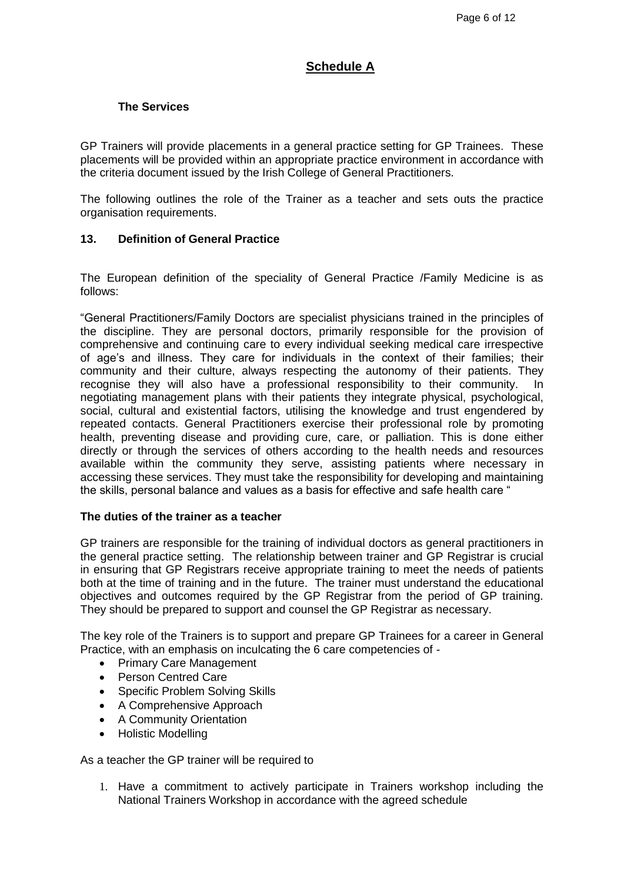# Schedule A

### The Services

GP Trainers will provide placements in a general practice setting for GP Trainees. These placements will be provided within an appropriate practice environment in accordance with the criteria document issued by the Irish College of General Practitioners.

The following outlines the role of the Trainer as a teacher and sets outs the practice organisation requirements.

### 13. Definition of General Practice

The European definition of the speciality of General Practice /Family Medicine is as follows:

"General Practitioners/Family Doctors are specialist physicians trained in the principles of the discipline. They are personal doctors, primarily responsible for the provision of comprehensive and continuing care to every individual seeking medical care irrespective of age's and illness. They care for individuals in the context of their families; their community and their culture, always respecting the autonomy of their patients. They recognise they will also have a professional responsibility to their community. In negotiating management plans with their patients they integrate physical, psychological, social, cultural and existential factors, utilising the knowledge and trust engendered by repeated contacts. General Practitioners exercise their professional role by promoting health, preventing disease and providing cure, care, or palliation. This is done either directly or through the services of others according to the health needs and resources available within the community they serve, assisting patients where necessary in accessing these services. They must take the responsibility for developing and maintaining the skills, personal balance and values as a basis for effective and safe health care "

### The duties of the trainer as a teacher

GP trainers are responsible for the training of individual doctors as general practitioners in the general practice setting. The relationship between trainer and GP Registrar is crucial in ensuring that GP Registrars receive appropriate training to meet the needs of patients both at the time of training and in the future. The trainer must understand the educational objectives and outcomes required by the GP Registrar from the period of GP training. They should be prepared to support and counsel the GP Registrar as necessary.

The key role of the Trainers is to support and prepare GP Trainees for a career in General Practice, with an emphasis on inculcating the 6 care competencies of -

- Primary Care Management
- Person Centred Care
- Specific Problem Solving Skills
- A Comprehensive Approach
- A Community Orientation
- Holistic Modelling

As a teacher the GP trainer will be required to

1. Have a commitment to actively participate in Trainers workshop including the National Trainers Workshop in accordance with the agreed schedule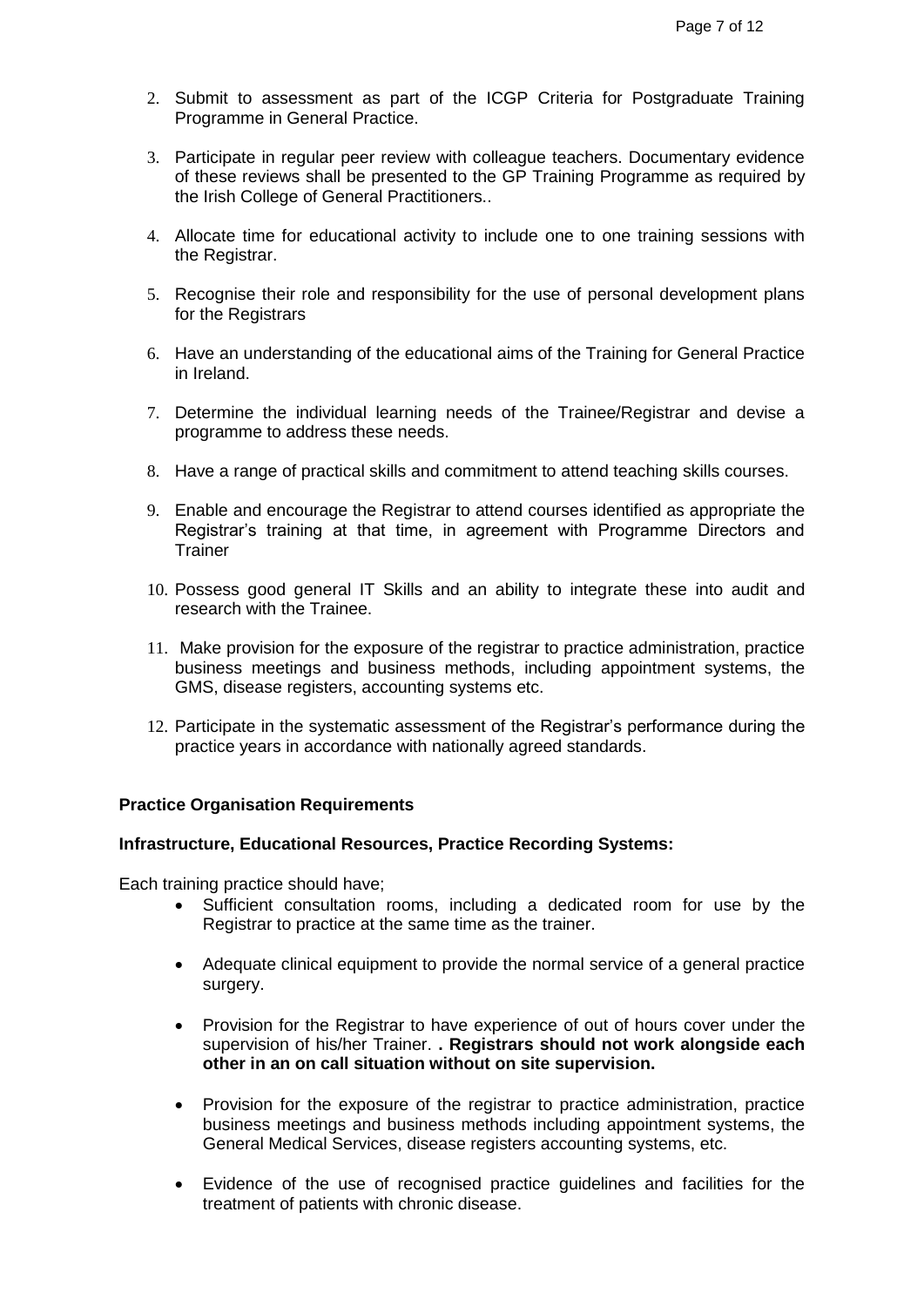2. Submit to assessment as part of the ICGP Criteria for Postgraduate Training Programme in General Practice.

3. Participate in regular peer review with colleague teachers. Documentary evidence of these reviews shall be presented to the GP Training Programme as required by the Irish College of General Practitioners..

4. Allocate time for educational activity to include one to one training sessions with the Registrar.

5. Recognise their role and responsibility for the use of personal development plans for the Registrars

6. Have an understanding of the educational aims of the Training for General Practice in Ireland.

7. Determine the individual learning needs of the Trainee/Registrar and devise a programme to address these needs.

8. Have a range of practical skills and commitment to attend teaching skills courses.

9. Enable and encourage the Registrar to attend courses identified as appropriate the Registrar's training at that time, in agreement with Programme Directors and Trainer

10. Possess good general IT Skills and an ability to integrate these into audit and research with the Trainee.

11. Make provision for the exposure of the registrar to practice administration, practice business meetings and business methods, including appointment systems, the GMS, disease registers, accounting systems etc.

12. Participate in the systematic assessment of the Registrar's performance during the practice years in accordance with nationally agreed standards.

**Practice Organisation Requirements**

**Infrastructure, Educational Resources, Practice Recording Systems:**

Each training practice should have;

- Sufficient consultation rooms, including a dedicated room for use by the Registrar to practice at the same time as the trainer.

- Adequate clinical equipment to provide the normal service of a general practice surgery.

- Provision for the Registrar to have experience of out of hours cover under the supervision of his/her Trainer. **. Registrars should not work alongside each other in an on call situation without on site supervision.**

- Provision for the exposure of the registrar to practice administration, practice business meetings and business methods including appointment systems, the General Medical Services, disease registers accounting systems, etc.

- Evidence of the use of recognised practice guidelines and facilities for the treatment of patients with chronic disease.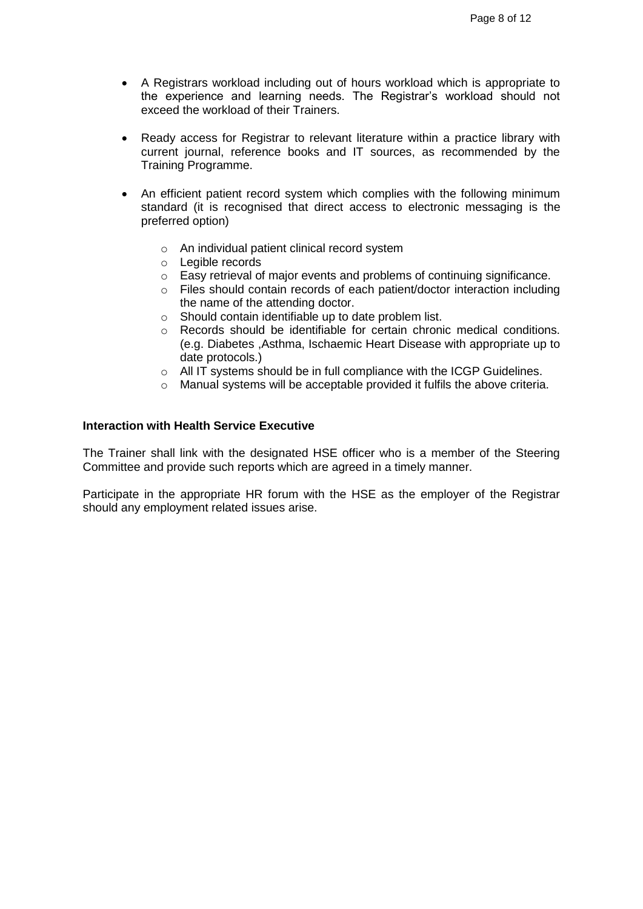- A Registrars workload including out of hours workload which is appropriate to the experience and learning needs. The Registrar's workload should not exceed the workload of their Trainers.

- Ready access for Registrar to relevant literature within a practice library with current journal, reference books and IT sources, as recommended by the Training Programme.

- An efficient patient record system which complies with the following minimum standard (it is recognised that direct access to electronic messaging is the preferred option)

  - An individual patient clinical record system
  - Legible records
  - Easy retrieval of major events and problems of continuing significance.
  - Files should contain records of each patient/doctor interaction including the name of the attending doctor.
  - Should contain identifiable up to date problem list.
  - Records should be identifiable for certain chronic medical conditions. (e.g. Diabetes ,Asthma, Ischaemic Heart Disease with appropriate up to date protocols.)
  - All IT systems should be in full compliance with the ICGP Guidelines.
  - Manual systems will be acceptable provided it fulfils the above criteria.

**Interaction with Health Service Executive**

The Trainer shall link with the designated HSE officer who is a member of the Steering Committee and provide such reports which are agreed in a timely manner.

Participate in the appropriate HR forum with the HSE as the employer of the Registrar should any employment related issues arise.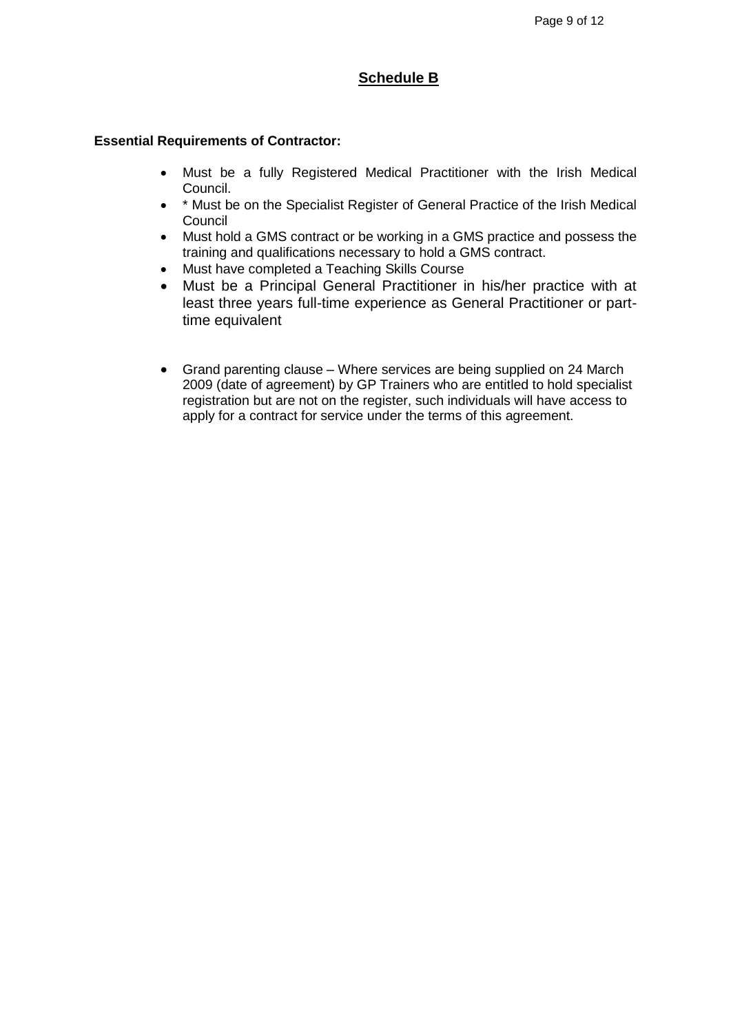## Schedule B

**Essential Requirements of Contractor:**

- Must be a fully Registered Medical Practitioner with the Irish Medical Council.
- * Must be on the Specialist Register of General Practice of the Irish Medical Council
- Must hold a GMS contract or be working in a GMS practice and possess the training and qualifications necessary to hold a GMS contract.
- Must have completed a Teaching Skills Course
- Must be a Principal General Practitioner in his/her practice with at least three years full-time experience as General Practitioner or part-time equivalent

- Grand parenting clause – Where services are being supplied on 24 March 2009 (date of agreement) by GP Trainers who are entitled to hold specialist registration but are not on the register, such individuals will have access to apply for a contract for service under the terms of this agreement.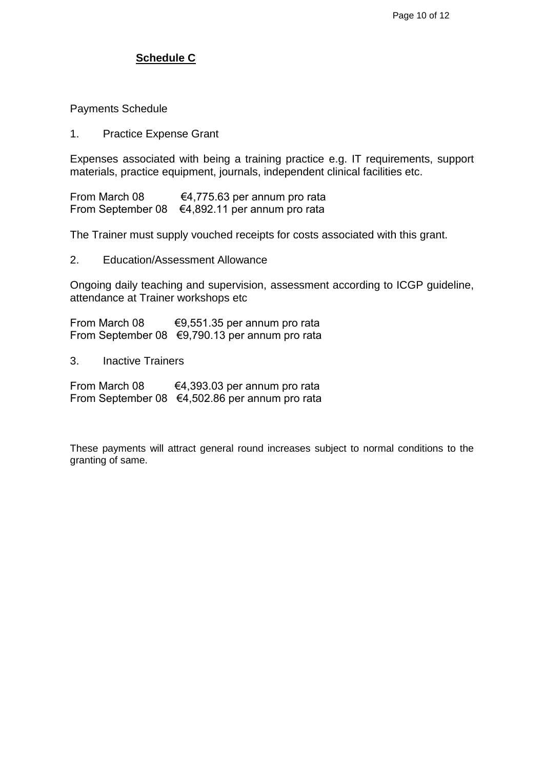## Schedule C

Payments Schedule

1. Practice Expense Grant

Expenses associated with being a training practice e.g. IT requirements, support materials, practice equipment, journals, independent clinical facilities etc.

From March 08 €4,775.63 per annum pro rata
From September 08 €4,892.11 per annum pro rata

The Trainer must supply vouched receipts for costs associated with this grant.

2. Education/Assessment Allowance

Ongoing daily teaching and supervision, assessment according to ICGP guideline, attendance at Trainer workshops etc

From March 08 €9,551.35 per annum pro rata
From September 08 €9,790.13 per annum pro rata

3. Inactive Trainers

From March 08 €4,393.03 per annum pro rata
From September 08 €4,502.86 per annum pro rata

These payments will attract general round increases subject to normal conditions to the granting of same.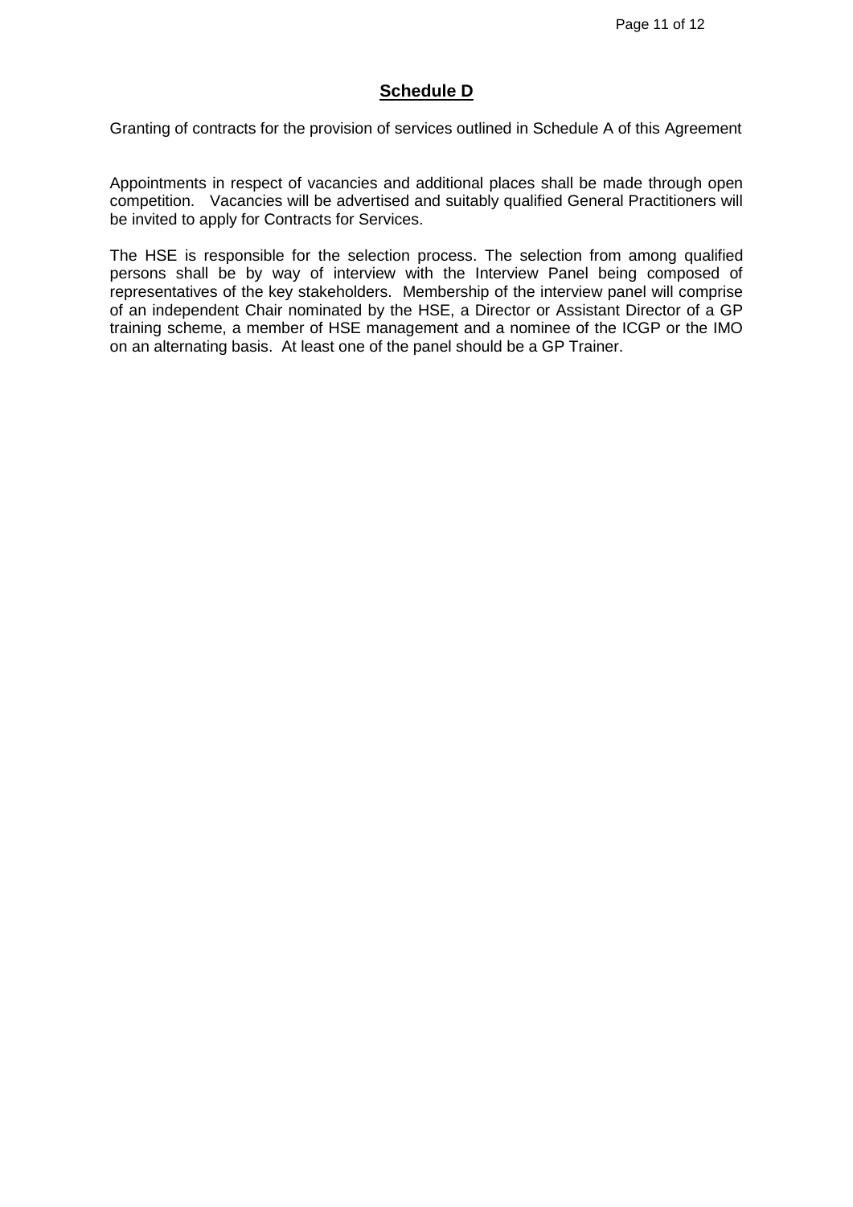## Schedule D

Granting of contracts for the provision of services outlined in Schedule A of this Agreement

Appointments in respect of vacancies and additional places shall be made through open competition. Vacancies will be advertised and suitably qualified General Practitioners will be invited to apply for Contracts for Services.

The HSE is responsible for the selection process. The selection from among qualified persons shall be by way of interview with the Interview Panel being composed of representatives of the key stakeholders. Membership of the interview panel will comprise of an independent Chair nominated by the HSE, a Director or Assistant Director of a GP training scheme, a member of HSE management and a nominee of the ICGP or the IMO on an alternating basis. At least one of the panel should be a GP Trainer.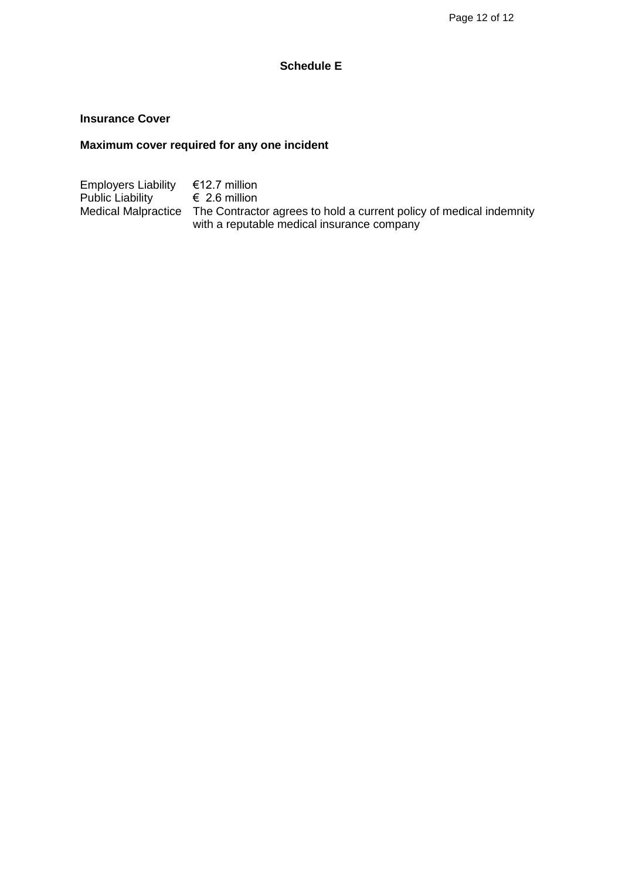## Schedule E

**Insurance Cover**

**Maximum cover required for any one incident**

| | |
|---|---|
| Employers Liability | €12.7 million |
| Public Liability | € 2.6 million |
| Medical Malpractice | The Contractor agrees to hold a current policy of medical indemnity with a reputable medical insurance company |